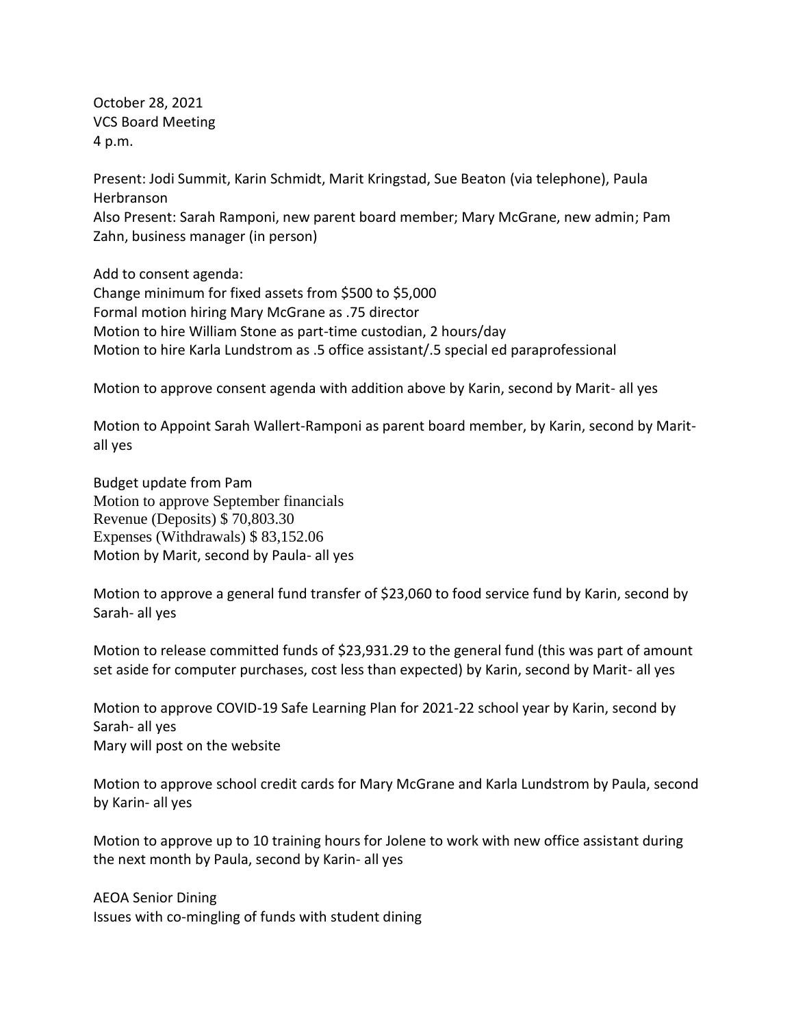October 28, 2021
VCS Board Meeting
4 p.m.

Present: Jodi Summit, Karin Schmidt, Marit Kringstad, Sue Beaton (via telephone), Paula Herbranson
Also Present: Sarah Ramponi, new parent board member; Mary McGrane, new admin; Pam Zahn, business manager (in person)

Add to consent agenda:
Change minimum for fixed assets from $500 to $5,000
Formal motion hiring Mary McGrane as .75 director
Motion to hire William Stone as part-time custodian, 2 hours/day
Motion to hire Karla Lundstrom as .5 office assistant/.5 special ed paraprofessional

Motion to approve consent agenda with addition above by Karin, second by Marit- all yes

Motion to Appoint Sarah Wallert-Ramponi as parent board member, by Karin, second by Marit- all yes

Budget update from Pam
Motion to approve September financials
Revenue (Deposits) $ 70,803.30
Expenses (Withdrawals) $ 83,152.06
Motion by Marit, second by Paula- all yes

Motion to approve a general fund transfer of $23,060 to food service fund by Karin, second by Sarah- all yes

Motion to release committed funds of $23,931.29 to the general fund (this was part of amount set aside for computer purchases, cost less than expected) by Karin, second by Marit- all yes

Motion to approve COVID-19 Safe Learning Plan for 2021-22 school year by Karin, second by Sarah- all yes
Mary will post on the website

Motion to approve school credit cards for Mary McGrane and Karla Lundstrom by Paula, second by Karin- all yes

Motion to approve up to 10 training hours for Jolene to work with new office assistant during the next month by Paula, second by Karin- all yes

AEOA Senior Dining
Issues with co-mingling of funds with student dining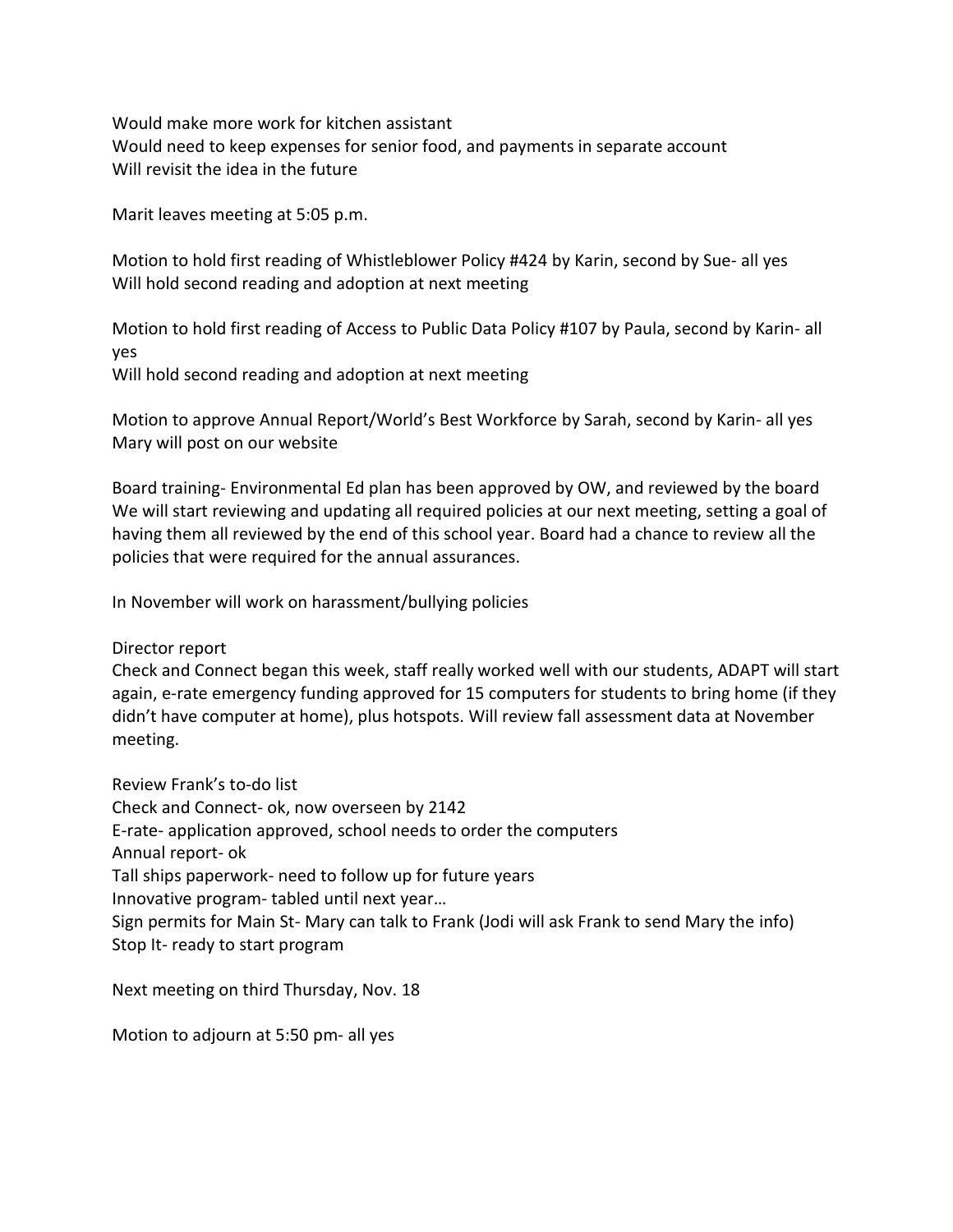Would make more work for kitchen assistant
Would need to keep expenses for senior food, and payments in separate account
Will revisit the idea in the future

Marit leaves meeting at 5:05 p.m.

Motion to hold first reading of Whistleblower Policy #424 by Karin, second by Sue- all yes
Will hold second reading and adoption at next meeting

Motion to hold first reading of Access to Public Data Policy #107 by Paula, second by Karin- all yes
Will hold second reading and adoption at next meeting

Motion to approve Annual Report/World's Best Workforce by Sarah, second by Karin- all yes
Mary will post on our website

Board training- Environmental Ed plan has been approved by OW, and reviewed by the board
We will start reviewing and updating all required policies at our next meeting, setting a goal of having them all reviewed by the end of this school year. Board had a chance to review all the policies that were required for the annual assurances.

In November will work on harassment/bullying policies

Director report
Check and Connect began this week, staff really worked well with our students, ADAPT will start again, e-rate emergency funding approved for 15 computers for students to bring home (if they didn't have computer at home), plus hotspots. Will review fall assessment data at November meeting.

Review Frank's to-do list
Check and Connect- ok, now overseen by 2142
E-rate- application approved, school needs to order the computers
Annual report- ok
Tall ships paperwork- need to follow up for future years
Innovative program- tabled until next year…
Sign permits for Main St- Mary can talk to Frank (Jodi will ask Frank to send Mary the info)
Stop It- ready to start program

Next meeting on third Thursday, Nov. 18

Motion to adjourn at 5:50 pm- all yes